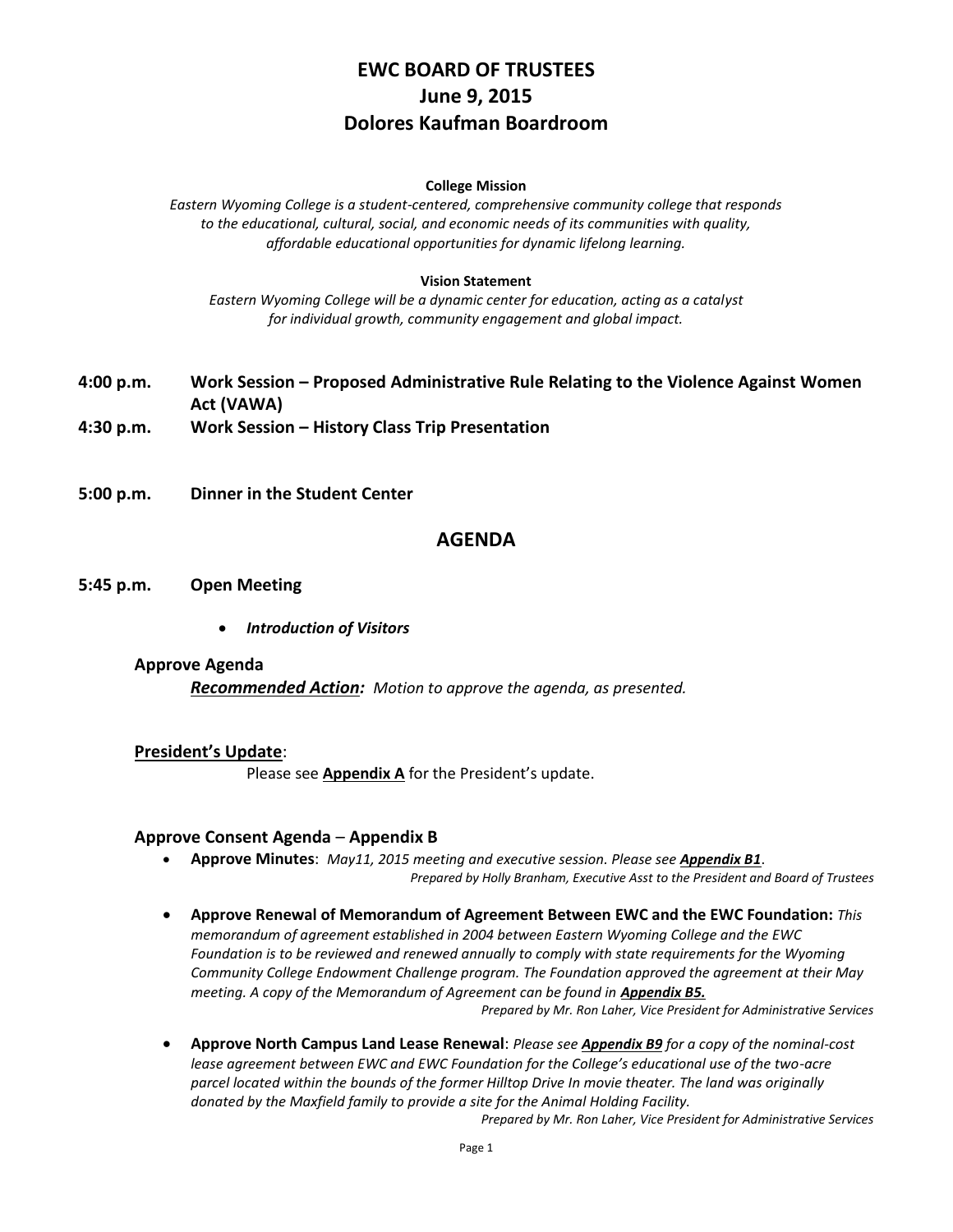# EWC BOARD OF TRUSTEES
# June 9, 2015
# Dolores Kaufman Boardroom

**College Mission**

*Eastern Wyoming College is a student-centered, comprehensive community college that responds to the educational, cultural, social, and economic needs of its communities with quality, affordable educational opportunities for dynamic lifelong learning.*

**Vision Statement**

*Eastern Wyoming College will be a dynamic center for education, acting as a catalyst for individual growth, community engagement and global impact.*

**4:00 p.m. Work Session – Proposed Administrative Rule Relating to the Violence Against Women Act (VAWA)**

**4:30 p.m. Work Session – History Class Trip Presentation**

**5:00 p.m. Dinner in the Student Center**

## AGENDA

**5:45 p.m. Open Meeting**

- ***Introduction of Visitors***

### Approve Agenda

***Recommended Action:*** *Motion to approve the agenda, as presented.*

### President's Update:

Please see **Appendix A** for the President's update.

### Approve Consent Agenda – Appendix B

- **Approve Minutes**: *May11, 2015 meeting and executive session. Please see* ***Appendix B1****.*
  *Prepared by Holly Branham, Executive Asst to the President and Board of Trustees*

- **Approve Renewal of Memorandum of Agreement Between EWC and the EWC Foundation:** *This memorandum of agreement established in 2004 between Eastern Wyoming College and the EWC Foundation is to be reviewed and renewed annually to comply with state requirements for the Wyoming Community College Endowment Challenge program. The Foundation approved the agreement at their May meeting. A copy of the Memorandum of Agreement can be found in* ***Appendix B5.***
  *Prepared by Mr. Ron Laher, Vice President for Administrative Services*

- **Approve North Campus Land Lease Renewal**: *Please see* ***Appendix B9*** *for a copy of the nominal-cost lease agreement between EWC and EWC Foundation for the College's educational use of the two-acre parcel located within the bounds of the former Hilltop Drive In movie theater. The land was originally donated by the Maxfield family to provide a site for the Animal Holding Facility.*
  *Prepared by Mr. Ron Laher, Vice President for Administrative Services*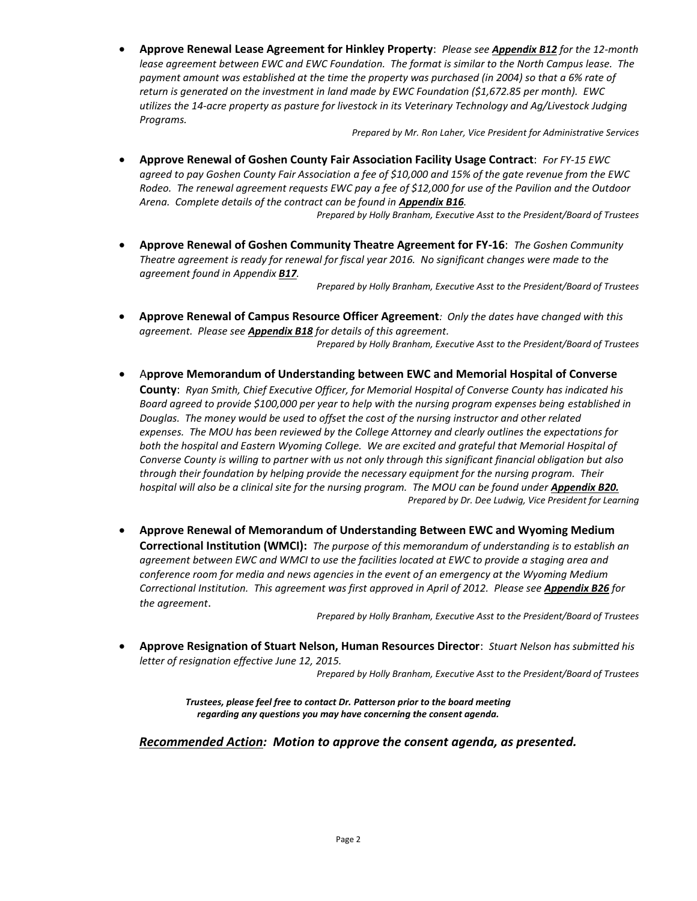- **Approve Renewal Lease Agreement for Hinkley Property**: *Please see **Appendix B12** for the 12-month lease agreement between EWC and EWC Foundation. The format is similar to the North Campus lease. The payment amount was established at the time the property was purchased (in 2004) so that a 6% rate of return is generated on the investment in land made by EWC Foundation ($1,672.85 per month). EWC utilizes the 14-acre property as pasture for livestock in its Veterinary Technology and Ag/Livestock Judging Programs.*

  *Prepared by Mr. Ron Laher, Vice President for Administrative Services*

- **Approve Renewal of Goshen County Fair Association Facility Usage Contract**: *For FY-15 EWC agreed to pay Goshen County Fair Association a fee of $10,000 and 15% of the gate revenue from the EWC Rodeo. The renewal agreement requests EWC pay a fee of $12,000 for use of the Pavilion and the Outdoor Arena. Complete details of the contract can be found in **Appendix B16**.*

  *Prepared by Holly Branham, Executive Asst to the President/Board of Trustees*

- **Approve Renewal of Goshen Community Theatre Agreement for FY-16**: *The Goshen Community Theatre agreement is ready for renewal for fiscal year 2016. No significant changes were made to the agreement found in Appendix **B17**.*

  *Prepared by Holly Branham, Executive Asst to the President/Board of Trustees*

- **Approve Renewal of Campus Resource Officer Agreement**: *Only the dates have changed with this agreement. Please see **Appendix B18** for details of this agreement.*

  *Prepared by Holly Branham, Executive Asst to the President/Board of Trustees*

- **Approve Memorandum of Understanding between EWC and Memorial Hospital of Converse County**: *Ryan Smith, Chief Executive Officer, for Memorial Hospital of Converse County has indicated his Board agreed to provide $100,000 per year to help with the nursing program expenses being established in Douglas. The money would be used to offset the cost of the nursing instructor and other related expenses. The MOU has been reviewed by the College Attorney and clearly outlines the expectations for both the hospital and Eastern Wyoming College. We are excited and grateful that Memorial Hospital of Converse County is willing to partner with us not only through this significant financial obligation but also through their foundation by helping provide the necessary equipment for the nursing program. Their hospital will also be a clinical site for the nursing program. The MOU can be found under **Appendix B20.***

  *Prepared by Dr. Dee Ludwig, Vice President for Learning*

- **Approve Renewal of Memorandum of Understanding Between EWC and Wyoming Medium Correctional Institution (WMCI):** *The purpose of this memorandum of understanding is to establish an agreement between EWC and WMCI to use the facilities located at EWC to provide a staging area and conference room for media and news agencies in the event of an emergency at the Wyoming Medium Correctional Institution. This agreement was first approved in April of 2012. Please see **Appendix B26** for the agreement*.

  *Prepared by Holly Branham, Executive Asst to the President/Board of Trustees*

- **Approve Resignation of Stuart Nelson, Human Resources Director**: *Stuart Nelson has submitted his letter of resignation effective June 12, 2015.*

  *Prepared by Holly Branham, Executive Asst to the President/Board of Trustees*

***Trustees, please feel free to contact Dr. Patterson prior to the board meeting regarding any questions you may have concerning the consent agenda.***

***Recommended Action:** Motion to approve the consent agenda, as presented.*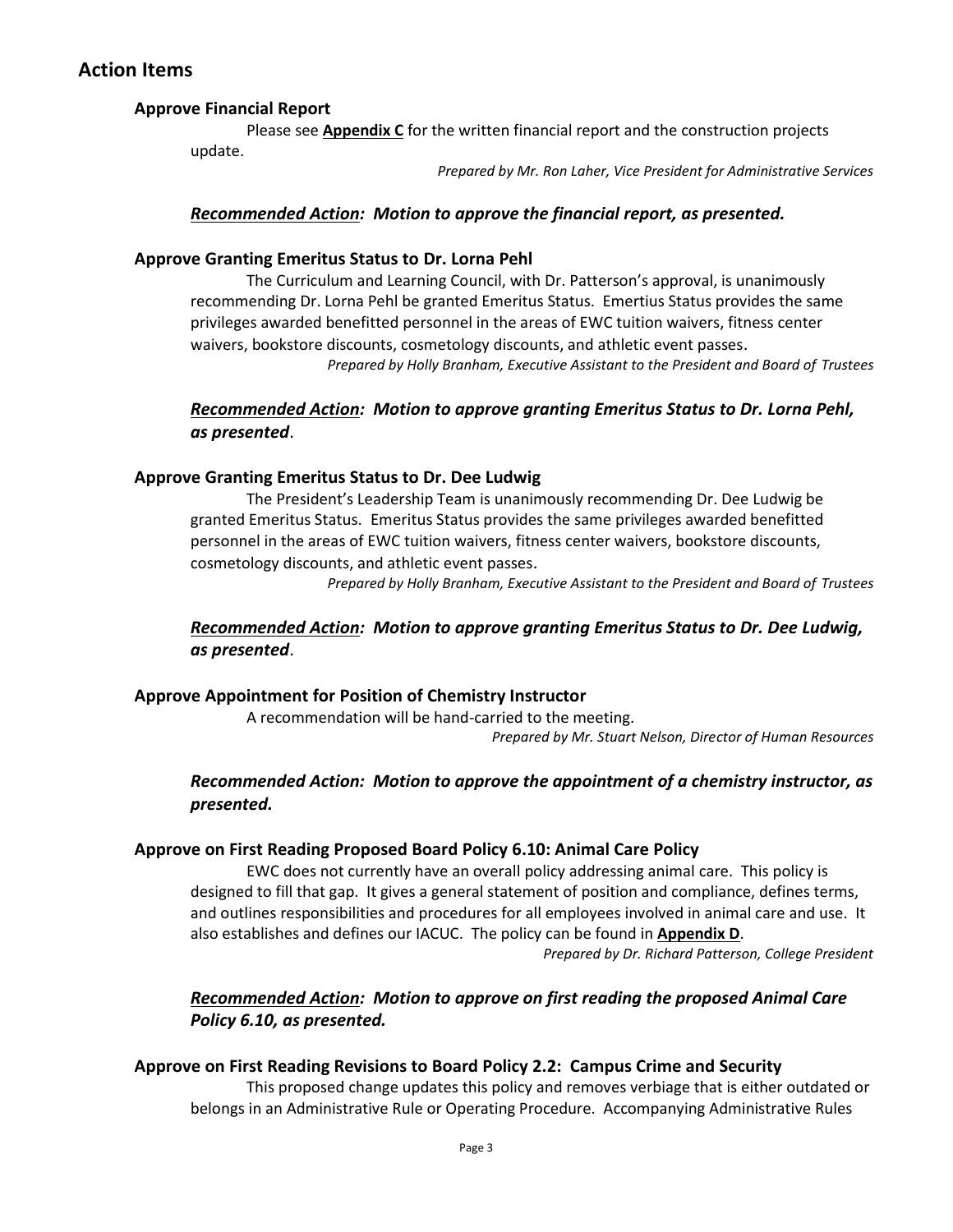## Action Items

### Approve Financial Report

Please see **Appendix C** for the written financial report and the construction projects update.

*Prepared by Mr. Ron Laher, Vice President for Administrative Services*

***Recommended Action*: Motion to approve the financial report, as presented.**

### Approve Granting Emeritus Status to Dr. Lorna Pehl

The Curriculum and Learning Council, with Dr. Patterson's approval, is unanimously recommending Dr. Lorna Pehl be granted Emeritus Status. Emertius Status provides the same privileges awarded benefitted personnel in the areas of EWC tuition waivers, fitness center waivers, bookstore discounts, cosmetology discounts, and athletic event passes.

*Prepared by Holly Branham, Executive Assistant to the President and Board of Trustees*

***Recommended Action*: Motion to approve granting Emeritus Status to Dr. Lorna Pehl, as presented.**

### Approve Granting Emeritus Status to Dr. Dee Ludwig

The President's Leadership Team is unanimously recommending Dr. Dee Ludwig be granted Emeritus Status. Emeritus Status provides the same privileges awarded benefitted personnel in the areas of EWC tuition waivers, fitness center waivers, bookstore discounts, cosmetology discounts, and athletic event passes.

*Prepared by Holly Branham, Executive Assistant to the President and Board of Trustees*

***Recommended Action*: Motion to approve granting Emeritus Status to Dr. Dee Ludwig, as presented.**

### Approve Appointment for Position of Chemistry Instructor

A recommendation will be hand-carried to the meeting.

*Prepared by Mr. Stuart Nelson, Director of Human Resources*

***Recommended Action: Motion to approve the appointment of a chemistry instructor, as presented.***

### Approve on First Reading Proposed Board Policy 6.10: Animal Care Policy

EWC does not currently have an overall policy addressing animal care. This policy is designed to fill that gap. It gives a general statement of position and compliance, defines terms, and outlines responsibilities and procedures for all employees involved in animal care and use. It also establishes and defines our IACUC. The policy can be found in **Appendix D**.

*Prepared by Dr. Richard Patterson, College President*

***Recommended Action*: Motion to approve on first reading the proposed Animal Care Policy 6.10, as presented.**

### Approve on First Reading Revisions to Board Policy 2.2: Campus Crime and Security

This proposed change updates this policy and removes verbiage that is either outdated or belongs in an Administrative Rule or Operating Procedure. Accompanying Administrative Rules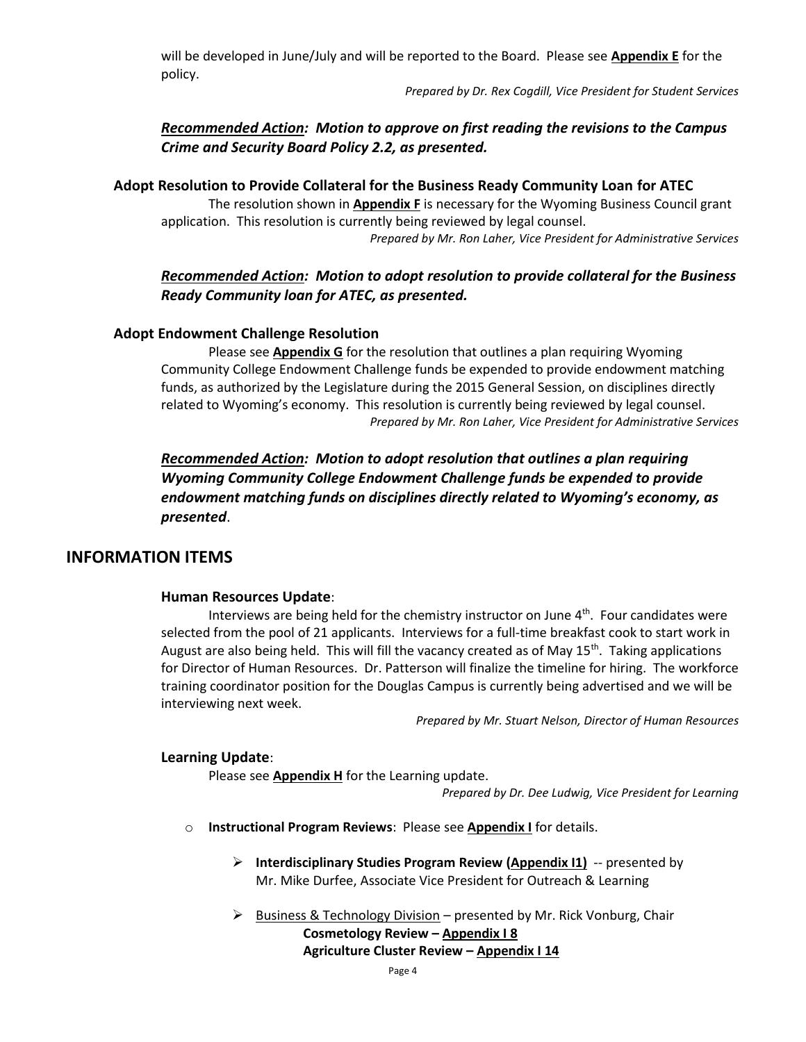will be developed in June/July and will be reported to the Board. Please see **Appendix E** for the policy.

*Prepared by Dr. Rex Cogdill, Vice President for Student Services*

***Recommended Action*: Motion to approve on first reading the revisions to the Campus Crime and Security Board Policy 2.2, as presented.**

### Adopt Resolution to Provide Collateral for the Business Ready Community Loan for ATEC

The resolution shown in **Appendix F** is necessary for the Wyoming Business Council grant application. This resolution is currently being reviewed by legal counsel.

*Prepared by Mr. Ron Laher, Vice President for Administrative Services*

***Recommended Action*: Motion to adopt resolution to provide collateral for the Business Ready Community loan for ATEC, as presented.**

### Adopt Endowment Challenge Resolution

Please see **Appendix G** for the resolution that outlines a plan requiring Wyoming Community College Endowment Challenge funds be expended to provide endowment matching funds, as authorized by the Legislature during the 2015 General Session, on disciplines directly related to Wyoming's economy. This resolution is currently being reviewed by legal counsel.

*Prepared by Mr. Ron Laher, Vice President for Administrative Services*

***Recommended Action*: Motion to adopt resolution that outlines a plan requiring Wyoming Community College Endowment Challenge funds be expended to provide endowment matching funds on disciplines directly related to Wyoming's economy, as presented.**

## INFORMATION ITEMS

### Human Resources Update:

Interviews are being held for the chemistry instructor on June 4th. Four candidates were selected from the pool of 21 applicants. Interviews for a full-time breakfast cook to start work in August are also being held. This will fill the vacancy created as of May 15th. Taking applications for Director of Human Resources. Dr. Patterson will finalize the timeline for hiring. The workforce training coordinator position for the Douglas Campus is currently being advertised and we will be interviewing next week.

*Prepared by Mr. Stuart Nelson, Director of Human Resources*

### Learning Update:

Please see **Appendix H** for the Learning update.

*Prepared by Dr. Dee Ludwig, Vice President for Learning*

- **Instructional Program Reviews**: Please see **Appendix I** for details.
  - **Interdisciplinary Studies Program Review (Appendix I1)** -- presented by Mr. Mike Durfee, Associate Vice President for Outreach & Learning
  - Business & Technology Division – presented by Mr. Rick Vonburg, Chair
    - **Cosmetology Review – Appendix I 8**
    - **Agriculture Cluster Review – Appendix I 14**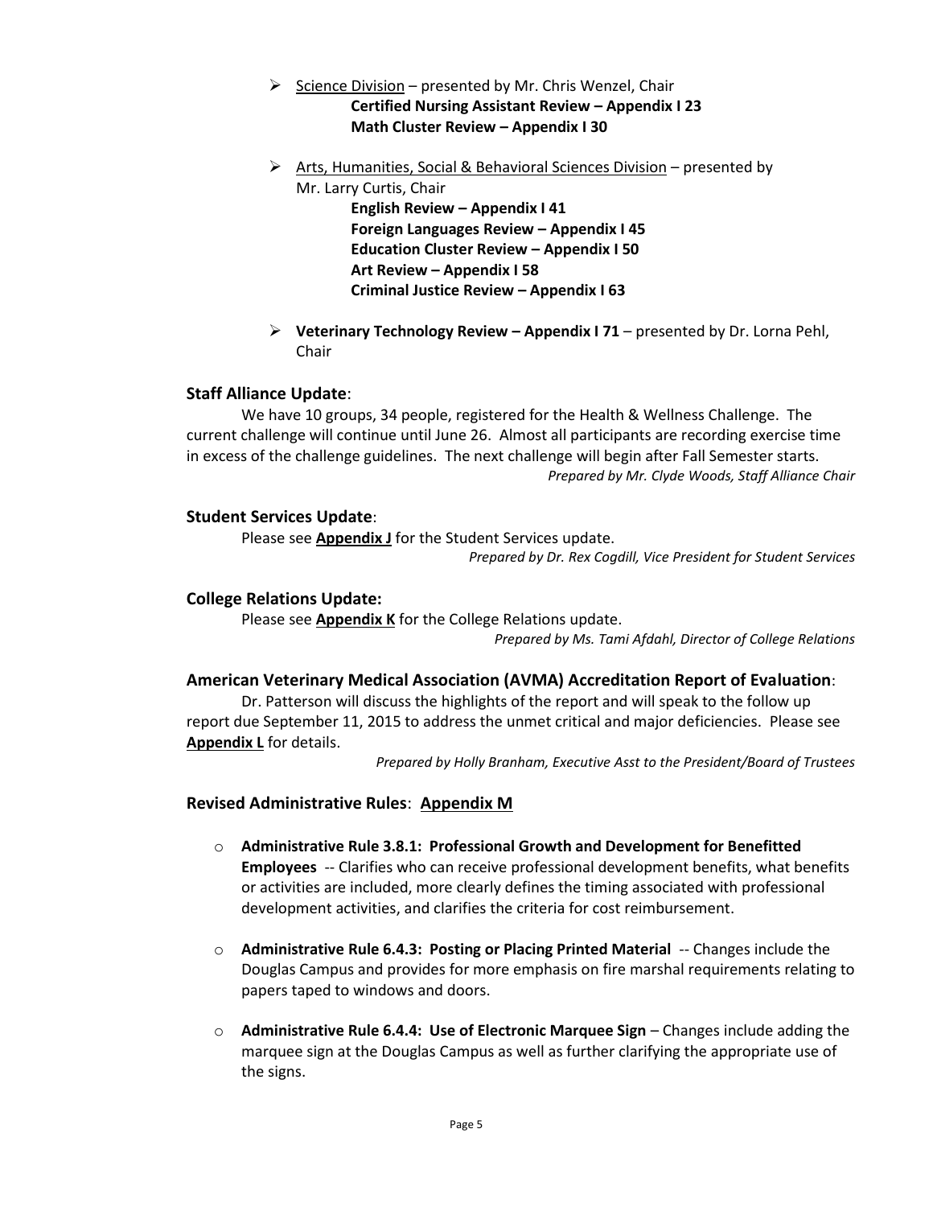- <u>Science Division</u> – presented by Mr. Chris Wenzel, Chair
  - **Certified Nursing Assistant Review – Appendix I 23**
  - **Math Cluster Review – Appendix I 30**

- <u>Arts, Humanities, Social & Behavioral Sciences Division</u> – presented by Mr. Larry Curtis, Chair
  - **English Review – Appendix I 41**
  - **Foreign Languages Review – Appendix I 45**
  - **Education Cluster Review – Appendix I 50**
  - **Art Review – Appendix I 58**
  - **Criminal Justice Review – Appendix I 63**

- **Veterinary Technology Review – Appendix I 71** – presented by Dr. Lorna Pehl, Chair

### Staff Alliance Update:

We have 10 groups, 34 people, registered for the Health & Wellness Challenge. The current challenge will continue until June 26. Almost all participants are recording exercise time in excess of the challenge guidelines. The next challenge will begin after Fall Semester starts.

*Prepared by Mr. Clyde Woods, Staff Alliance Chair*

### Student Services Update:

Please see **Appendix J** for the Student Services update.

*Prepared by Dr. Rex Cogdill, Vice President for Student Services*

### College Relations Update:

Please see **Appendix K** for the College Relations update.

*Prepared by Ms. Tami Afdahl, Director of College Relations*

### American Veterinary Medical Association (AVMA) Accreditation Report of Evaluation:

Dr. Patterson will discuss the highlights of the report and will speak to the follow up report due September 11, 2015 to address the unmet critical and major deficiencies. Please see **Appendix L** for details.

*Prepared by Holly Branham, Executive Asst to the President/Board of Trustees*

### Revised Administrative Rules: Appendix M

- **Administrative Rule 3.8.1: Professional Growth and Development for Benefitted Employees** -- Clarifies who can receive professional development benefits, what benefits or activities are included, more clearly defines the timing associated with professional development activities, and clarifies the criteria for cost reimbursement.

- **Administrative Rule 6.4.3: Posting or Placing Printed Material** -- Changes include the Douglas Campus and provides for more emphasis on fire marshal requirements relating to papers taped to windows and doors.

- **Administrative Rule 6.4.4: Use of Electronic Marquee Sign** – Changes include adding the marquee sign at the Douglas Campus as well as further clarifying the appropriate use of the signs.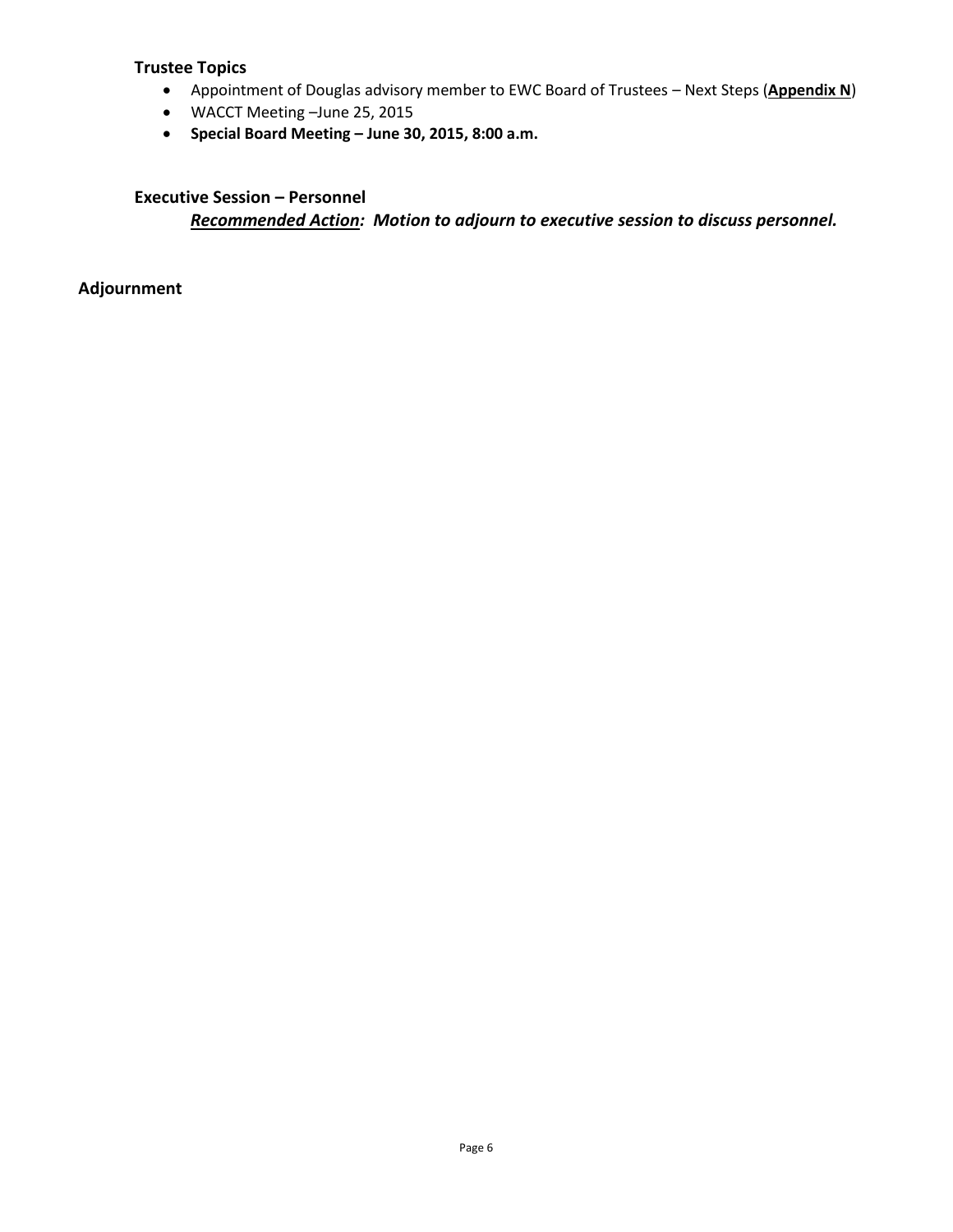### Trustee Topics

- Appointment of Douglas advisory member to EWC Board of Trustees – Next Steps (**Appendix N**)
- WACCT Meeting –June 25, 2015
- **Special Board Meeting – June 30, 2015, 8:00 a.m.**

### Executive Session – Personnel

***Recommended Action:* Motion to adjourn to executive session to discuss personnel.**

## Adjournment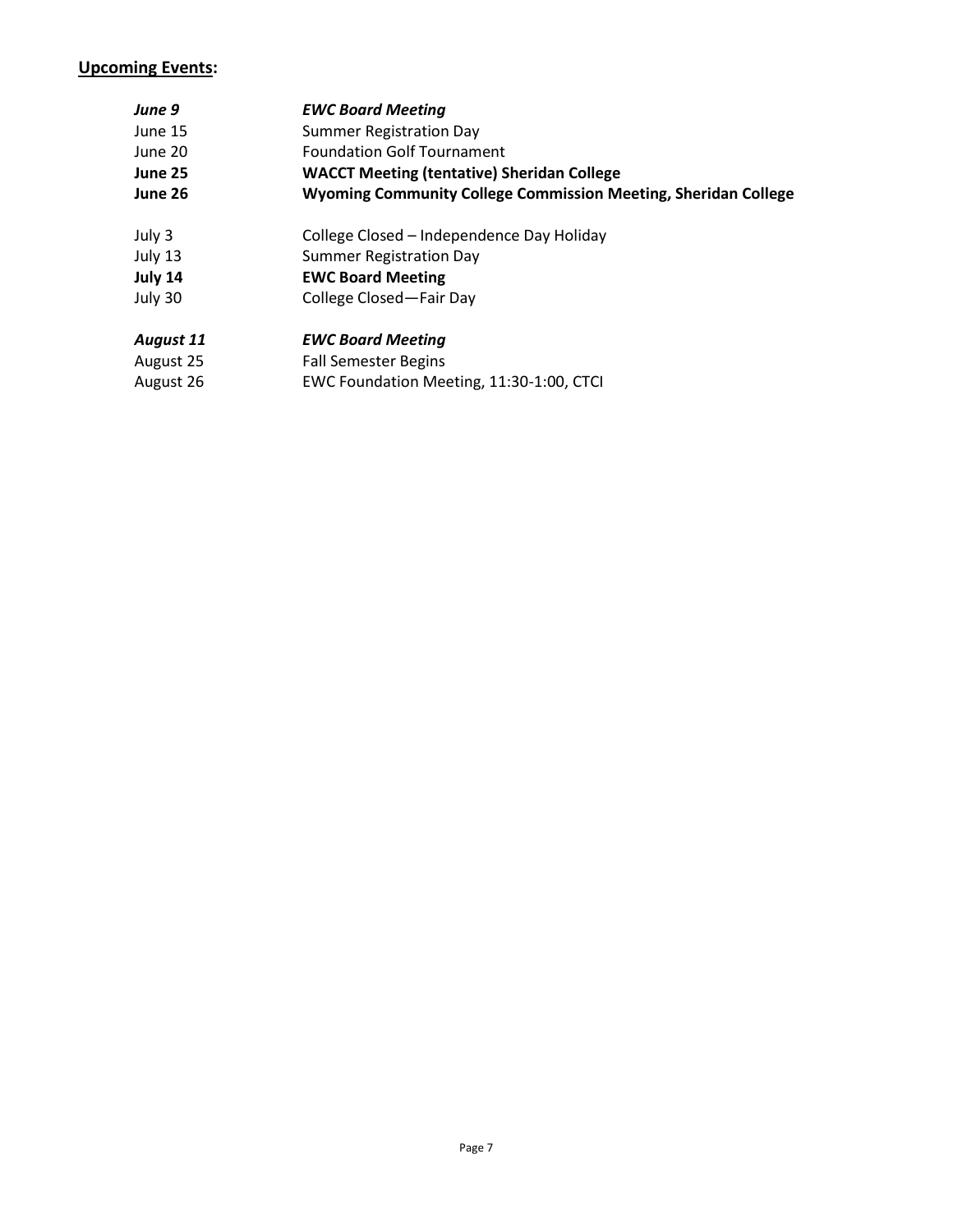**Upcoming Events:**

| | |
|---|---|
| ***June 9*** | ***EWC Board Meeting*** |
| June 15 | Summer Registration Day |
| June 20 | Foundation Golf Tournament |
| **June 25** | **WACCT Meeting (tentative) Sheridan College** |
| **June 26** | **Wyoming Community College Commission Meeting, Sheridan College** |
| | |
| July 3 | College Closed – Independence Day Holiday |
| July 13 | Summer Registration Day |
| **July 14** | **EWC Board Meeting** |
| July 30 | College Closed—Fair Day |
| | |
| ***August 11*** | ***EWC Board Meeting*** |
| August 25 | Fall Semester Begins |
| August 26 | EWC Foundation Meeting, 11:30-1:00, CTCI |